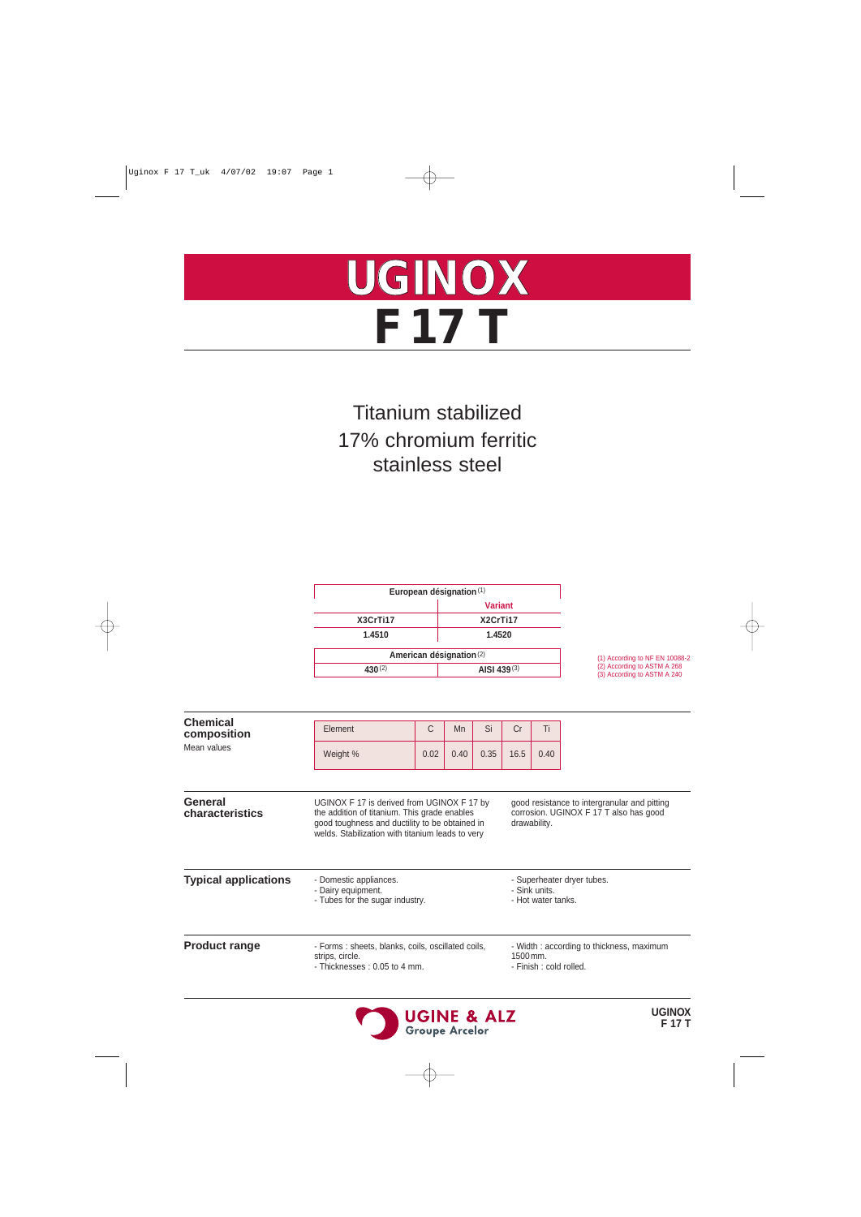# UGINOX F 17 T

## Titanium stabilized 17% chromium ferritic stainless steel

| European désignation [1] | |
|---|---|
| | Variant |
| X3CrTi17 | X2CrTi17 |
| 1.4510 | 1.4520 |

| American désignation [2] | |
|---|---|
| 430 [2] | AISI 439 [3] |

(1) According to NF EN 10088-2
(2) According to ASTM A 268
(3) According to ASTM A 240

## Chemical composition

Mean values

| Element | C | Mn | Si | Cr | Ti |
|---|---|---|---|---|---|
| Weight % | 0.02 | 0.40 | 0.35 | 16.5 | 0.40 |

## General characteristics

UGINOX F 17 is derived from UGINOX F 17 by the addition of titanium. This grade enables good toughness and ductility to be obtained in welds. Stabilization with titanium leads to very good resistance to intergranular and pitting corrosion. UGINOX F 17 T also has good drawability.

## Typical applications

- Domestic appliances.
- Dairy equipment.
- Tubes for the sugar industry.
- Superheater dryer tubes.
- Sink units.
- Hot water tanks.

## Product range

- Forms : sheets, blanks, coils, oscillated coils, strips, circle.
- Thicknesses : 0.05 to 4 mm.
- Width : according to thickness, maximum 1500 mm.
- Finish : cold rolled.

UGINE & ALZ
Groupe Arcelor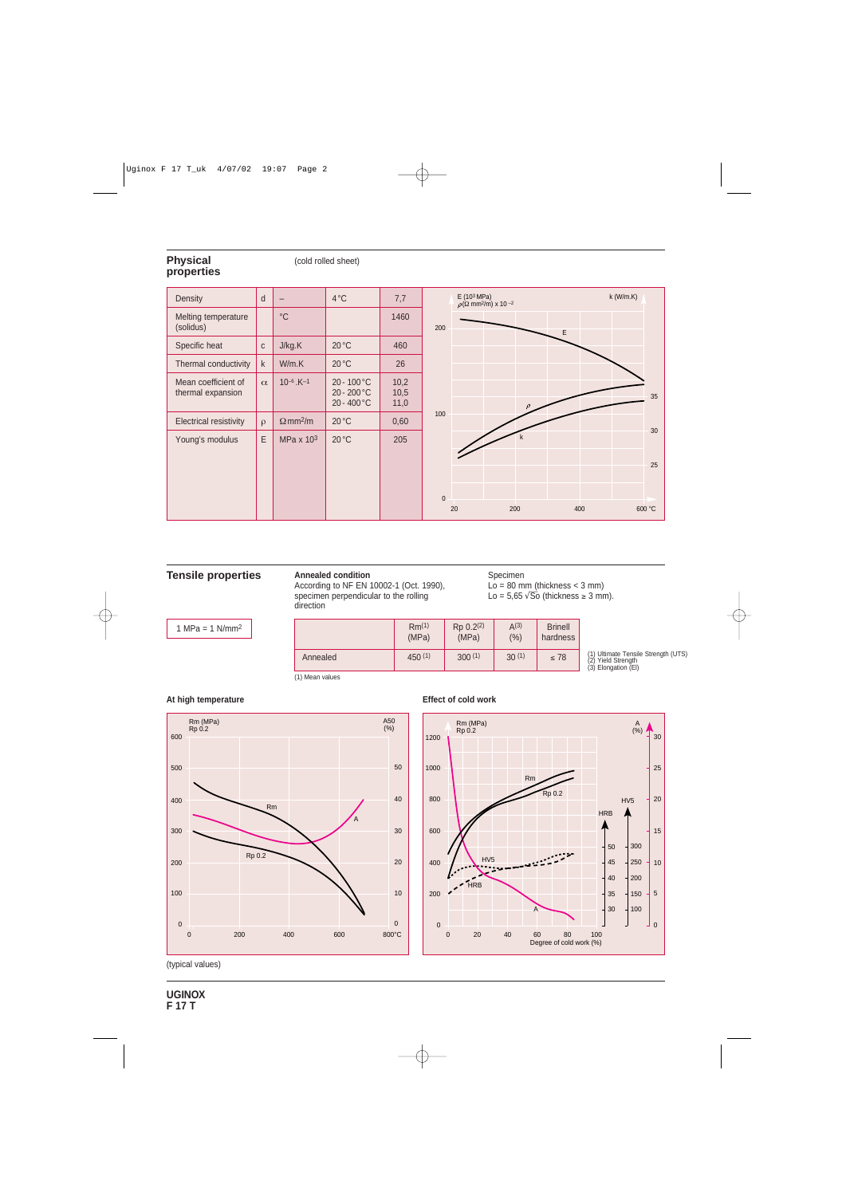## Physical properties

(cold rolled sheet)

| | | | | |
|---|---|---|---|---|
| Density | d | – | 4 °C | 7,7 |
| Melting temperature (solidus) | | °C | | 1460 |
| Specific heat | c | J/kg.K | 20 °C | 460 |
| Thermal conductivity | k | W/m.K | 20 °C | 26 |
| Mean coefficient of thermal expansion | α | $10^{-6}.K^{-1}$ | 20 - 100 °C<br>20 - 200 °C<br>20 - 400 °C | 10,2<br>10,5<br>11,0 |
| Electrical resistivity | ρ | $\Omega mm^2/m$ | 20 °C | 0,60 |
| Young's modulus | E | MPa x $10^3$ | 20 °C | 205 |

## Tensile properties

**Annealed condition**
According to NF EN 10002-1 (Oct. 1990), specimen perpendicular to the rolling direction

Specimen
Lo = 80 mm (thickness < 3 mm)
Lo = 5,65 $\sqrt{So}$ (thickness ≥ 3 mm).

1 MPa = 1 $N/mm^2$

| | Rm[1] (MPa) | Rp 0.2[2] (MPa) | A[3] (%) | Brinell hardness |
|---|---|---|---|---|
| Annealed | 450 [1] | 300 [1] | 30 [1] | ≤ 78 |

(1) Mean values

(1) Ultimate Tensile Strength (UTS)
(2) Yield Strength
(3) Elongation (El)

### At high temperature

### Effect of cold work

(typical values)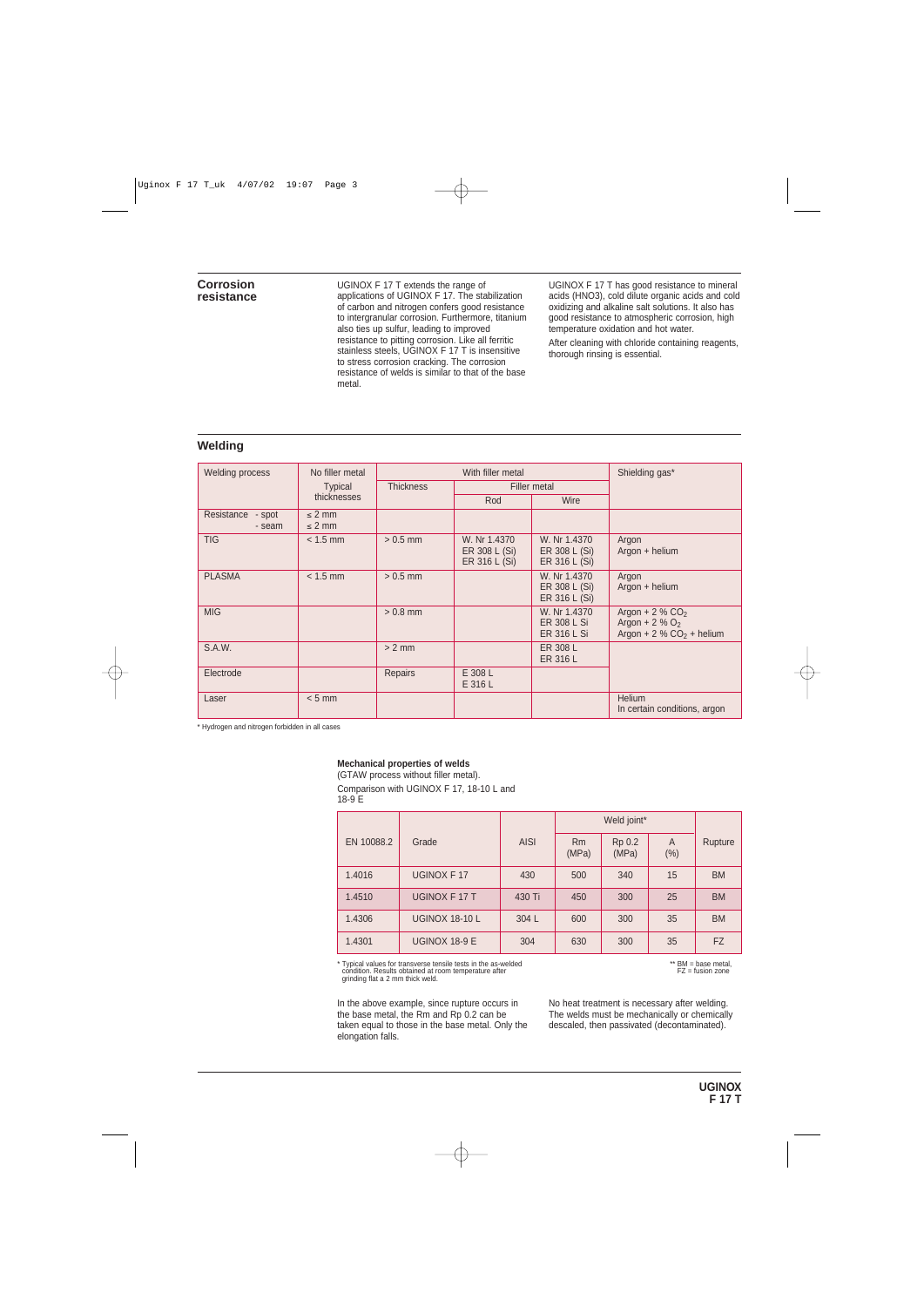## Corrosion resistance

UGINOX F 17 T extends the range of applications of UGINOX F 17. The stabilization of carbon and nitrogen confers good resistance to intergranular corrosion. Furthermore, titanium also ties up sulfur, leading to improved resistance to pitting corrosion. Like all ferritic stainless steels, UGINOX F 17 T is insensitive to stress corrosion cracking. The corrosion resistance of welds is similar to that of the base metal.

UGINOX F 17 T has good resistance to mineral acids (HNO3), cold dilute organic acids and cold oxidizing and alkaline salt solutions. It also has good resistance to atmospheric corrosion, high temperature oxidation and hot water.

After cleaning with chloride containing reagents, thorough rinsing is essential.

## Welding

| Welding process | No filler metal | With filler metal | | | Shielding gas* |
|---|---|---|---|---|---|
| | Typical thicknesses | Thickness | Filler metal | | |
| | | | Rod | Wire | |
| Resistance - spot<br>- seam | ≤ 2 mm<br>≤ 2 mm | | | | |
| TIG | < 1.5 mm | > 0.5 mm | W. Nr 1.4370<br>ER 308 L (Si)<br>ER 316 L (Si) | W. Nr 1.4370<br>ER 308 L (Si)<br>ER 316 L (Si) | Argon<br>Argon + helium |
| PLASMA | < 1.5 mm | > 0.5 mm | | W. Nr 1.4370<br>ER 308 L (Si)<br>ER 316 L (Si) | Argon<br>Argon + helium |
| MIG | | > 0.8 mm | | W. Nr 1.4370<br>ER 308 L Si<br>ER 316 L Si | Argon + 2 % $CO_2$<br>Argon + 2 % $O_2$<br>Argon + 2 % $CO_2$ + helium |
| S.A.W. | | > 2 mm | | ER 308 L<br>ER 316 L | |
| Electrode | | Repairs | E 308 L<br>E 316 L | | |
| Laser | < 5 mm | | | | Helium<br>In certain conditions, argon |

\* Hydrogen and nitrogen forbidden in all cases

**Mechanical properties of welds**

(GTAW process without filler metal).

Comparison with UGINOX F 17, 18-10 L and 18-9 E

| EN 10088.2 | Grade | AISI | Weld joint* | | | Rupture |
|---|---|---|---|---|---|---|
| | | | Rm (MPa) | Rp 0.2 (MPa) | A (%) | |
| 1.4016 | UGINOX F 17 | 430 | 500 | 340 | 15 | BM |
| 1.4510 | UGINOX F 17 T | 430 Ti | 450 | 300 | 25 | BM |
| 1.4306 | UGINOX 18-10 L | 304 L | 600 | 300 | 35 | BM |
| 1.4301 | UGINOX 18-9 E | 304 | 630 | 300 | 35 | FZ |

\* Typical values for transverse tensile tests in the as-welded condition. Results obtained at room temperature after grinding flat a 2 mm thick weld.

\*\* BM = base metal, FZ = fusion zone

In the above example, since rupture occurs in the base metal, the Rm and Rp 0.2 can be taken equal to those in the base metal. Only the elongation falls.

No heat treatment is necessary after welding. The welds must be mechanically or chemically descaled, then passivated (decontaminated).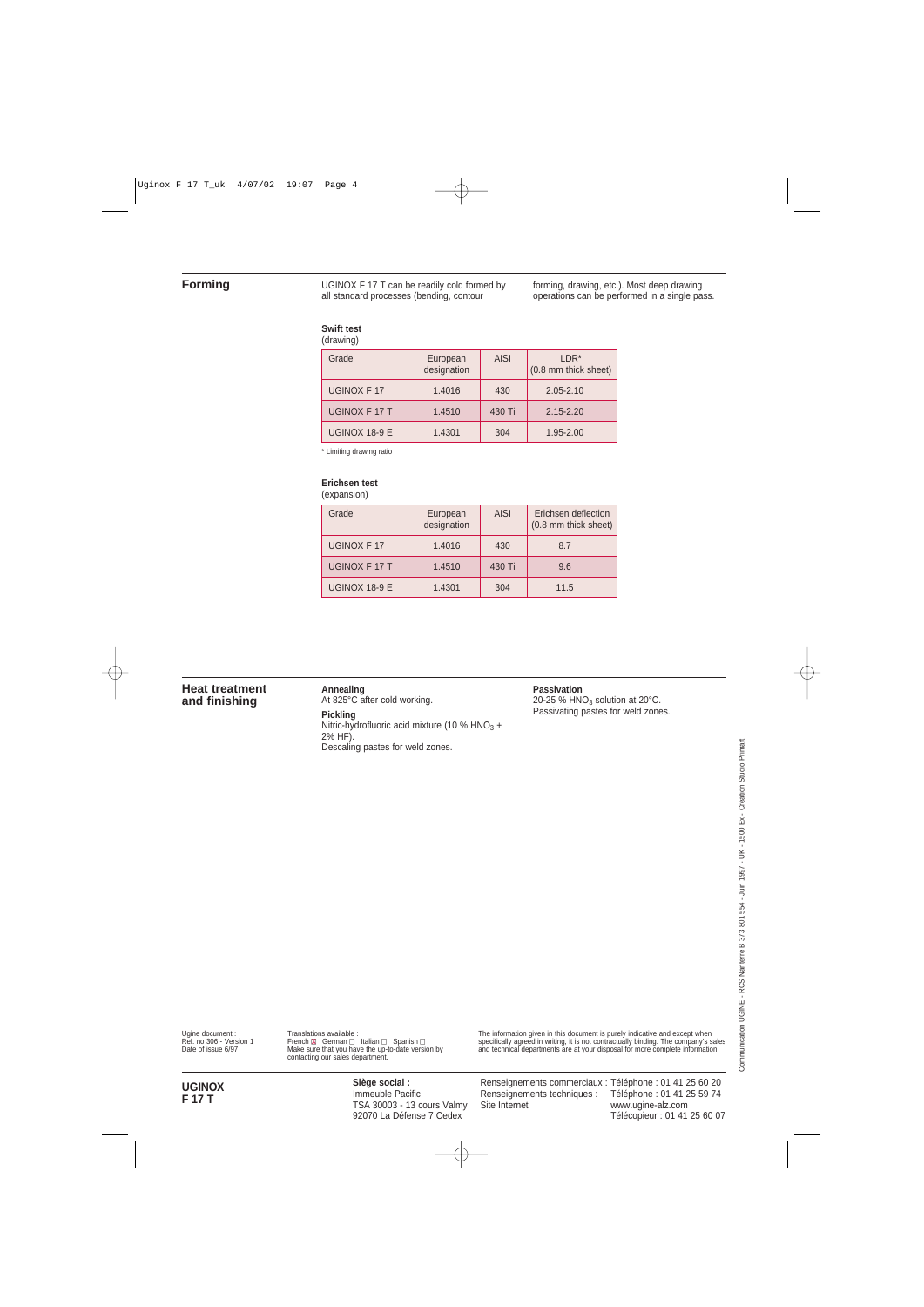## Forming

UGINOX F 17 T can be readily cold formed by all standard processes (bending, contour forming, drawing, etc.). Most deep drawing operations can be performed in a single pass.

**Swift test**
(drawing)

| Grade | European designation | AISI | LDR* (0.8 mm thick sheet) |
|---|---|---|---|
| UGINOX F 17 | 1.4016 | 430 | 2.05-2.10 |
| UGINOX F 17 T | 1.4510 | 430 Ti | 2.15-2.20 |
| UGINOX 18-9 E | 1.4301 | 304 | 1.95-2.00 |

\* Limiting drawing ratio

**Erichsen test**
(expansion)

| Grade | European designation | AISI | Erichsen deflection (0.8 mm thick sheet) |
|---|---|---|---|
| UGINOX F 17 | 1.4016 | 430 | 8.7 |
| UGINOX F 17 T | 1.4510 | 430 Ti | 9.6 |
| UGINOX 18-9 E | 1.4301 | 304 | 11.5 |

## Heat treatment and finishing

**Annealing**
At 825°C after cold working.

**Pickling**
Nitric-hydrofluoric acid mixture (10 % $HNO_3$ + 2% HF).
Descaling pastes for weld zones.

**Passivation**
20-25 % $HNO_3$ solution at 20°C.
Passivating pastes for weld zones.

Ugine document :
Ref. no 306 - Version 1
Date of issue 6/97

Translations available :
French ☒ German ☐ Italian ☐ Spanish ☐
Make sure that you have the up-to-date version by contacting our sales department.

The information given in this document is purely indicative and except when specifically agreed in writing, it is not contractually binding. The company's sales and technical departments are at your disposal for more complete information.

Communication UGINE - RCS Nanterre B 373 801 554 - Juin 1997 - UK - 1500 Ex - Création Studio Primart

**UGINOX F 17 T**

**Siège social :**
Immeuble Pacific
TSA 30003 - 13 cours Valmy
92070 La Défense 7 Cedex

Renseignements commerciaux : Téléphone : 01 41 25 60 20
Renseignements techniques : Téléphone : 01 41 25 59 74
Site Internet www.ugine-alz.com
Télécopieur : 01 41 25 60 07